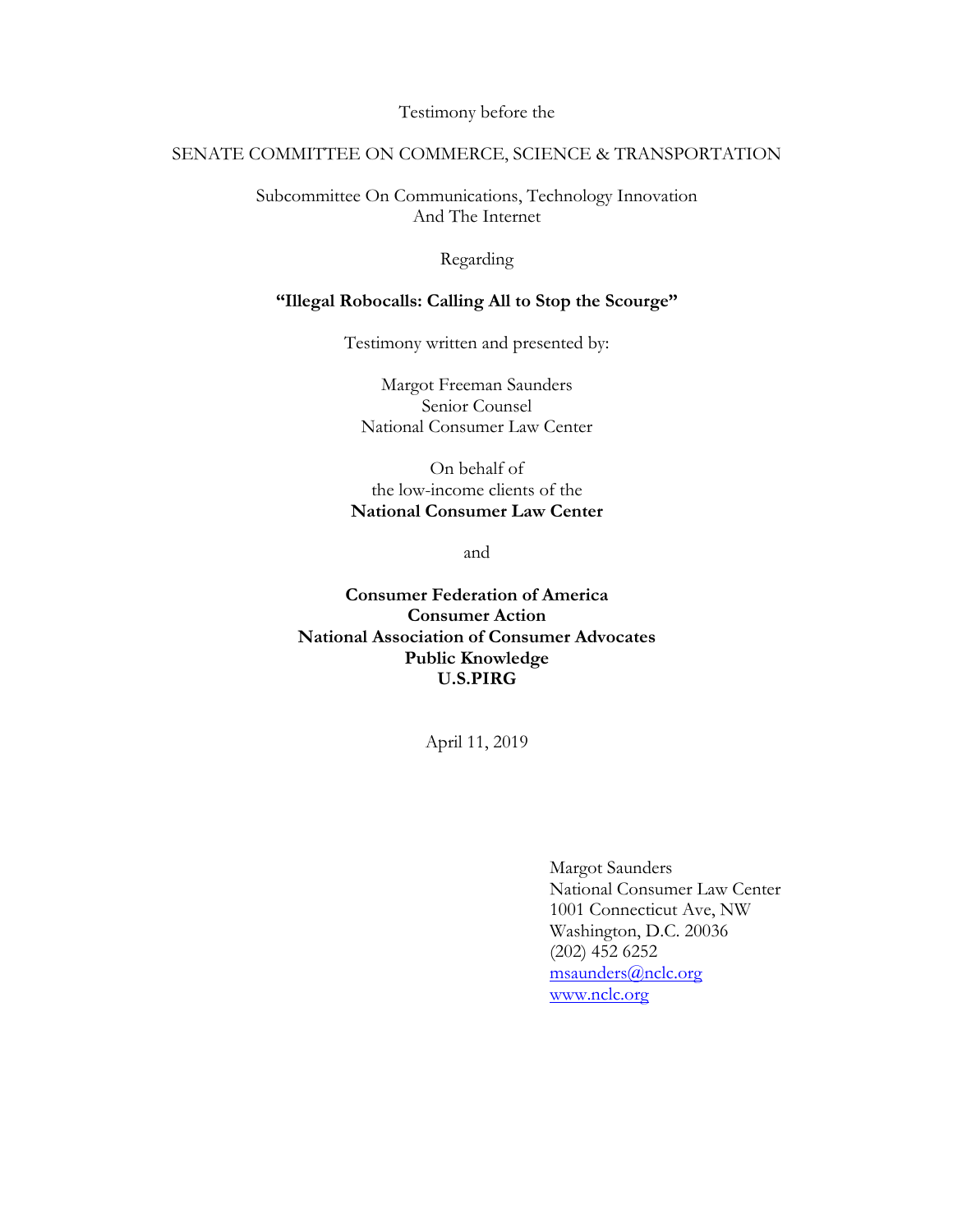Testimony before the

SENATE COMMITTEE ON COMMERCE, SCIENCE & TRANSPORTATION

Subcommittee On Communications, Technology Innovation And The Internet

Regarding

**"Illegal Robocalls: Calling All to Stop the Scourge"**

Testimony written and presented by:

Margot Freeman Saunders
Senior Counsel
National Consumer Law Center

On behalf of
the low-income clients of the
**National Consumer Law Center**

and

**Consumer Federation of America**
**Consumer Action**
**National Association of Consumer Advocates**
**Public Knowledge**
**U.S.PIRG**

April 11, 2019

Margot Saunders
National Consumer Law Center
1001 Connecticut Ave, NW
Washington, D.C. 20036
(202) 452 6252
msaunders@nclc.org
www.nclc.org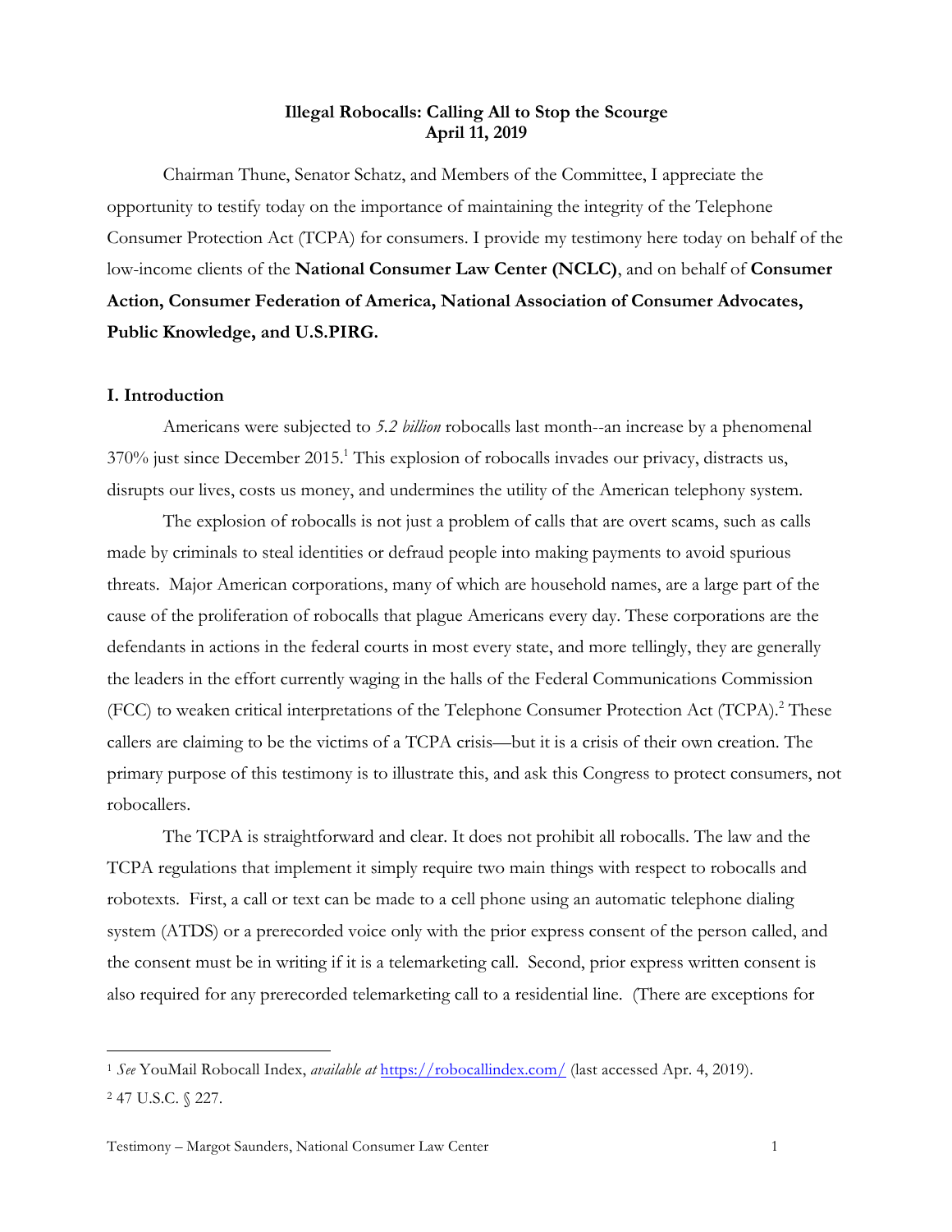**Illegal Robocalls: Calling All to Stop the Scourge**
**April 11, 2019**

Chairman Thune, Senator Schatz, and Members of the Committee, I appreciate the opportunity to testify today on the importance of maintaining the integrity of the Telephone Consumer Protection Act (TCPA) for consumers. I provide my testimony here today on behalf of the low-income clients of the **National Consumer Law Center (NCLC)**, and on behalf of **Consumer Action, Consumer Federation of America, National Association of Consumer Advocates, Public Knowledge, and U.S.PIRG.**

## I. Introduction

Americans were subjected to *5.2 billion* robocalls last month--an increase by a phenomenal 370% just since December 2015.[1] This explosion of robocalls invades our privacy, distracts us, disrupts our lives, costs us money, and undermines the utility of the American telephony system.

The explosion of robocalls is not just a problem of calls that are overt scams, such as calls made by criminals to steal identities or defraud people into making payments to avoid spurious threats. Major American corporations, many of which are household names, are a large part of the cause of the proliferation of robocalls that plague Americans every day. These corporations are the defendants in actions in the federal courts in most every state, and more tellingly, they are generally the leaders in the effort currently waging in the halls of the Federal Communications Commission (FCC) to weaken critical interpretations of the Telephone Consumer Protection Act (TCPA).[2] These callers are claiming to be the victims of a TCPA crisis—but it is a crisis of their own creation. The primary purpose of this testimony is to illustrate this, and ask this Congress to protect consumers, not robocallers.

The TCPA is straightforward and clear. It does not prohibit all robocalls. The law and the TCPA regulations that implement it simply require two main things with respect to robocalls and robotexts. First, a call or text can be made to a cell phone using an automatic telephone dialing system (ATDS) or a prerecorded voice only with the prior express consent of the person called, and the consent must be in writing if it is a telemarketing call. Second, prior express written consent is also required for any prerecorded telemarketing call to a residential line. (There are exceptions for

---

[1] *See* YouMail Robocall Index, *available at* https://robocallindex.com/ (last accessed Apr. 4, 2019).

[2] 47 U.S.C. § 227.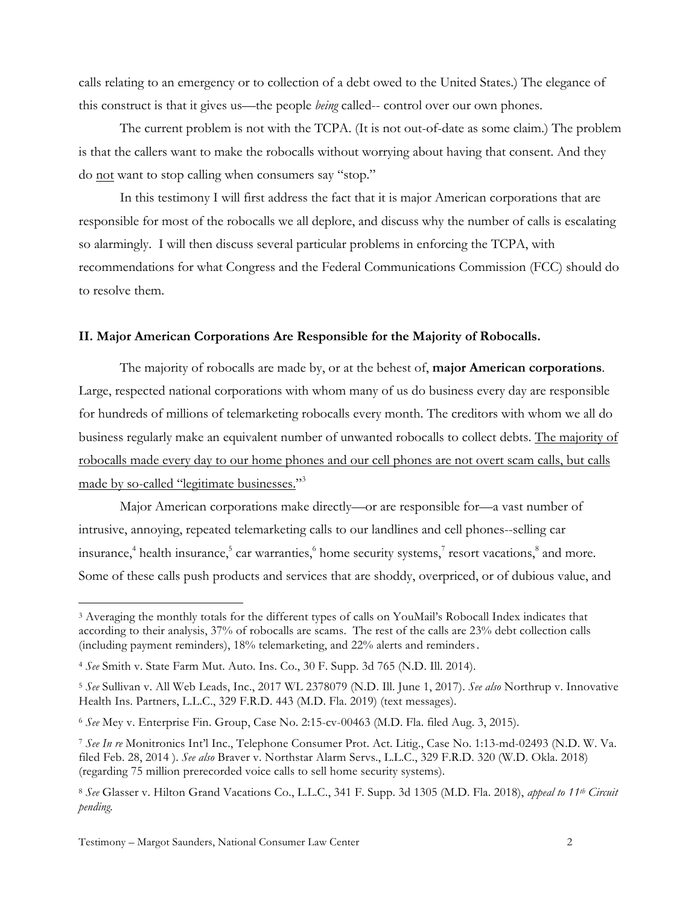calls relating to an emergency or to collection of a debt owed to the United States.) The elegance of this construct is that it gives us—the people *being* called-- control over our own phones.

The current problem is not with the TCPA. (It is not out-of-date as some claim.) The problem is that the callers want to make the robocalls without worrying about having that consent. And they do <u>not</u> want to stop calling when consumers say "stop."

In this testimony I will first address the fact that it is major American corporations that are responsible for most of the robocalls we all deplore, and discuss why the number of calls is escalating so alarmingly. I will then discuss several particular problems in enforcing the TCPA, with recommendations for what Congress and the Federal Communications Commission (FCC) should do to resolve them.

## II. Major American Corporations Are Responsible for the Majority of Robocalls.

The majority of robocalls are made by, or at the behest of, **major American corporations**. Large, respected national corporations with whom many of us do business every day are responsible for hundreds of millions of telemarketing robocalls every month. The creditors with whom we all do business regularly make an equivalent number of unwanted robocalls to collect debts. <u>The majority of robocalls made every day to our home phones and our cell phones are not overt scam calls, but calls made by so-called "legitimate businesses."</u>[3]

Major American corporations make directly—or are responsible for—a vast number of intrusive, annoying, repeated telemarketing calls to our landlines and cell phones--selling car insurance,[4] health insurance,[5] car warranties,[6] home security systems,[7] resort vacations,[8] and more. Some of these calls push products and services that are shoddy, overpriced, or of dubious value, and

---

[3] Averaging the monthly totals for the different types of calls on YouMail's Robocall Index indicates that according to their analysis, 37% of robocalls are scams. The rest of the calls are 23% debt collection calls (including payment reminders), 18% telemarketing, and 22% alerts and reminders.

[4] *See* Smith v. State Farm Mut. Auto. Ins. Co., 30 F. Supp. 3d 765 (N.D. Ill. 2014).

[5] *See* Sullivan v. All Web Leads, Inc., 2017 WL 2378079 (N.D. Ill. June 1, 2017). *See also* Northrup v. Innovative Health Ins. Partners, L.L.C., 329 F.R.D. 443 (M.D. Fla. 2019) (text messages).

[6] *See* Mey v. Enterprise Fin. Group, Case No. 2:15-cv-00463 (M.D. Fla. filed Aug. 3, 2015).

[7] *See In re* Monitronics Int'l Inc., Telephone Consumer Prot. Act. Litig., Case No. 1:13-md-02493 (N.D. W. Va. filed Feb. 28, 2014 ). *See also* Braver v. Northstar Alarm Servs., L.L.C., 329 F.R.D. 320 (W.D. Okla. 2018) (regarding 75 million prerecorded voice calls to sell home security systems).

[8] *See* Glasser v. Hilton Grand Vacations Co., L.L.C., 341 F. Supp. 3d 1305 (M.D. Fla. 2018), *appeal to 11th Circuit pending.*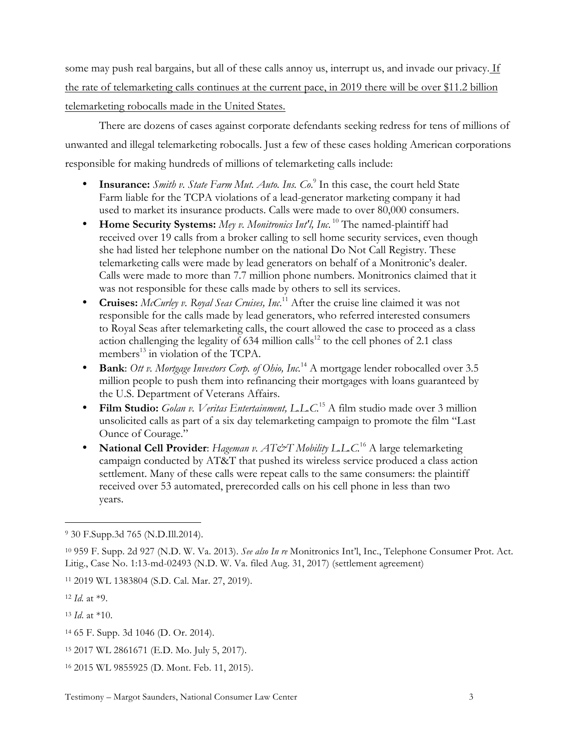some may push real bargains, but all of these calls annoy us, interrupt us, and invade our privacy. <u>If the rate of telemarketing calls continues at the current pace, in 2019 there will be over $11.2 billion telemarketing robocalls made in the United States.</u>

There are dozens of cases against corporate defendants seeking redress for tens of millions of unwanted and illegal telemarketing robocalls. Just a few of these cases holding American corporations responsible for making hundreds of millions of telemarketing calls include:

- **Insurance:** *Smith v. State Farm Mut. Auto. Ins. Co.*[9] In this case, the court held State Farm liable for the TCPA violations of a lead-generator marketing company it had used to market its insurance products. Calls were made to over 80,000 consumers.
- **Home Security Systems:** *Mey v. Monitronics Int'l, Inc.*[10] The named-plaintiff had received over 19 calls from a broker calling to sell home security services, even though she had listed her telephone number on the national Do Not Call Registry. These telemarketing calls were made by lead generators on behalf of a Monitronic's dealer. Calls were made to more than 7.7 million phone numbers. Monitronics claimed that it was not responsible for these calls made by others to sell its services.
- **Cruises:** *McCurley v. Royal Seas Cruises, Inc.*[11] After the cruise line claimed it was not responsible for the calls made by lead generators, who referred interested consumers to Royal Seas after telemarketing calls, the court allowed the case to proceed as a class action challenging the legality of 634 million calls[12] to the cell phones of 2.1 class members[13] in violation of the TCPA.
- **Bank**: *Ott v. Mortgage Investors Corp. of Ohio, Inc.*[14] A mortgage lender robocalled over 3.5 million people to push them into refinancing their mortgages with loans guaranteed by the U.S. Department of Veterans Affairs.
- **Film Studio:** *Golan v. Veritas Entertainment, L.L.C.*[15] A film studio made over 3 million unsolicited calls as part of a six day telemarketing campaign to promote the film "Last Ounce of Courage."
- **National Cell Provider**: *Hageman v. AT&T Mobility L.L.C.*[16] A large telemarketing campaign conducted by AT&T that pushed its wireless service produced a class action settlement. Many of these calls were repeat calls to the same consumers: the plaintiff received over 53 automated, prerecorded calls on his cell phone in less than two years.

---

[9] 30 F.Supp.3d 765 (N.D.Ill.2014).

[10] 959 F. Supp. 2d 927 (N.D. W. Va. 2013). *See also In re* Monitronics Int'l, Inc., Telephone Consumer Prot. Act. Litig., Case No. 1:13-md-02493 (N.D. W. Va. filed Aug. 31, 2017) (settlement agreement)

[11] 2019 WL 1383804 (S.D. Cal. Mar. 27, 2019).

[12] *Id.* at *9.

[13] *Id.* at *10.

[14] 65 F. Supp. 3d 1046 (D. Or. 2014).

[15] 2017 WL 2861671 (E.D. Mo. July 5, 2017).

[16] 2015 WL 9855925 (D. Mont. Feb. 11, 2015).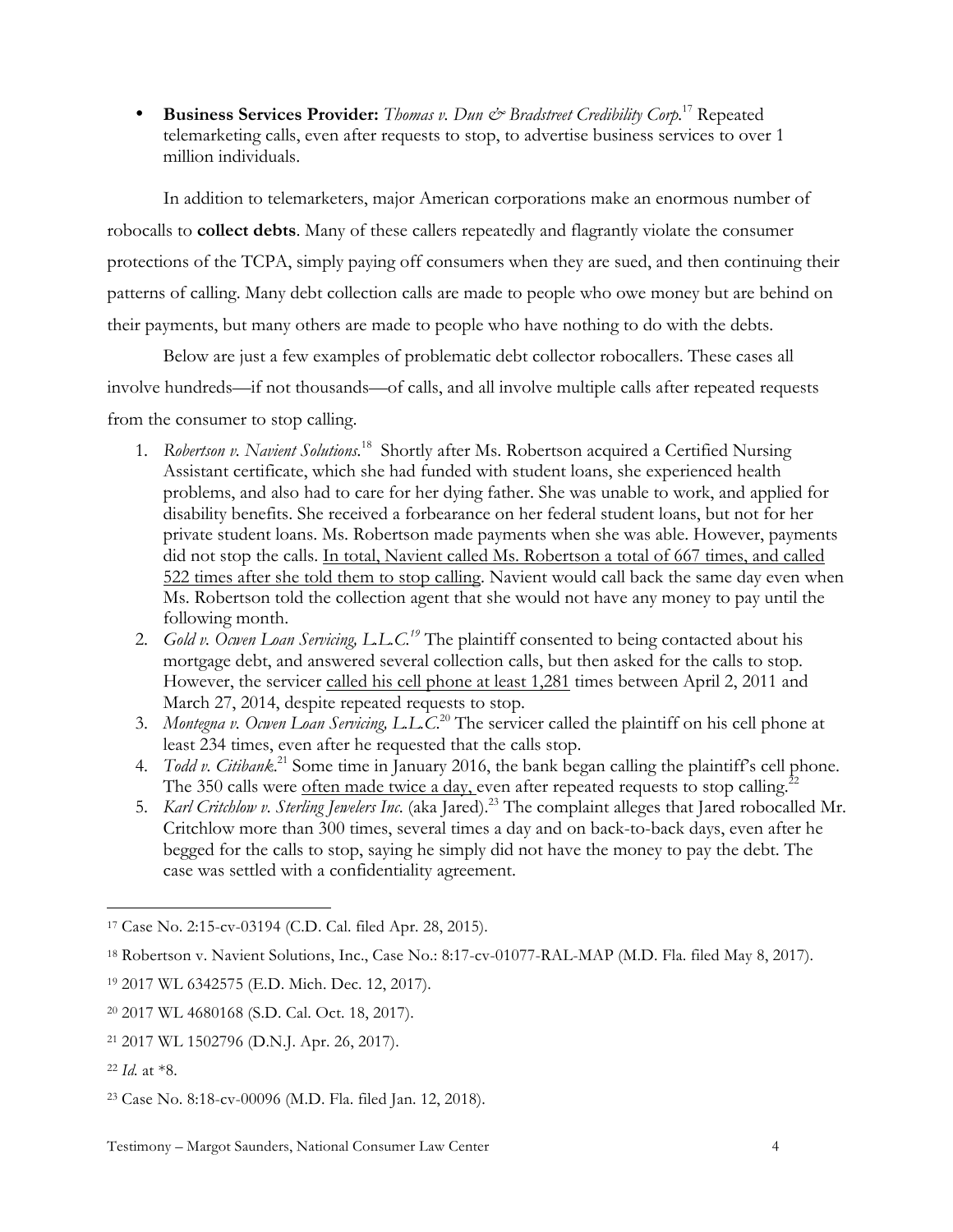- **Business Services Provider:** *Thomas v. Dun & Bradstreet Credibility Corp.*[17] Repeated telemarketing calls, even after requests to stop, to advertise business services to over 1 million individuals.

In addition to telemarketers, major American corporations make an enormous number of robocalls to **collect debts**. Many of these callers repeatedly and flagrantly violate the consumer protections of the TCPA, simply paying off consumers when they are sued, and then continuing their patterns of calling. Many debt collection calls are made to people who owe money but are behind on their payments, but many others are made to people who have nothing to do with the debts.

Below are just a few examples of problematic debt collector robocallers. These cases all involve hundreds—if not thousands—of calls, and all involve multiple calls after repeated requests from the consumer to stop calling.

1. *Robertson v. Navient Solutions.*[18] Shortly after Ms. Robertson acquired a Certified Nursing Assistant certificate, which she had funded with student loans, she experienced health problems, and also had to care for her dying father. She was unable to work, and applied for disability benefits. She received a forbearance on her federal student loans, but not for her private student loans. Ms. Robertson made payments when she was able. However, payments did not stop the calls. <u>In total, Navient called Ms. Robertson a total of 667 times, and called 522 times after she told them to stop calling</u>. Navient would call back the same day even when Ms. Robertson told the collection agent that she would not have any money to pay until the following month.
2. *Gold v. Ocwen Loan Servicing, L.L.C.*[19] The plaintiff consented to being contacted about his mortgage debt, and answered several collection calls, but then asked for the calls to stop. However, the servicer <u>called his cell phone at least 1,281</u> times between April 2, 2011 and March 27, 2014, despite repeated requests to stop.
3. *Montegna v. Ocwen Loan Servicing, L.L.C.*[20] The servicer called the plaintiff on his cell phone at least 234 times, even after he requested that the calls stop.
4. *Todd v. Citibank.*[21] Some time in January 2016, the bank began calling the plaintiff's cell phone. The 350 calls were <u>often made twice a day,</u> even after repeated requests to stop calling.[22]
5. *Karl Critchlow v. Sterling Jewelers Inc.* (aka Jared).[23] The complaint alleges that Jared robocalled Mr. Critchlow more than 300 times, several times a day and on back-to-back days, even after he begged for the calls to stop, saying he simply did not have the money to pay the debt. The case was settled with a confidentiality agreement.

---

[17] Case No. 2:15-cv-03194 (C.D. Cal. filed Apr. 28, 2015).

[18] Robertson v. Navient Solutions, Inc., Case No.: 8:17-cv-01077-RAL-MAP (M.D. Fla. filed May 8, 2017).

[19] 2017 WL 6342575 (E.D. Mich. Dec. 12, 2017).

[20] 2017 WL 4680168 (S.D. Cal. Oct. 18, 2017).

[21] 2017 WL 1502796 (D.N.J. Apr. 26, 2017).

[22] *Id.* at *8.

[23] Case No. 8:18-cv-00096 (M.D. Fla. filed Jan. 12, 2018).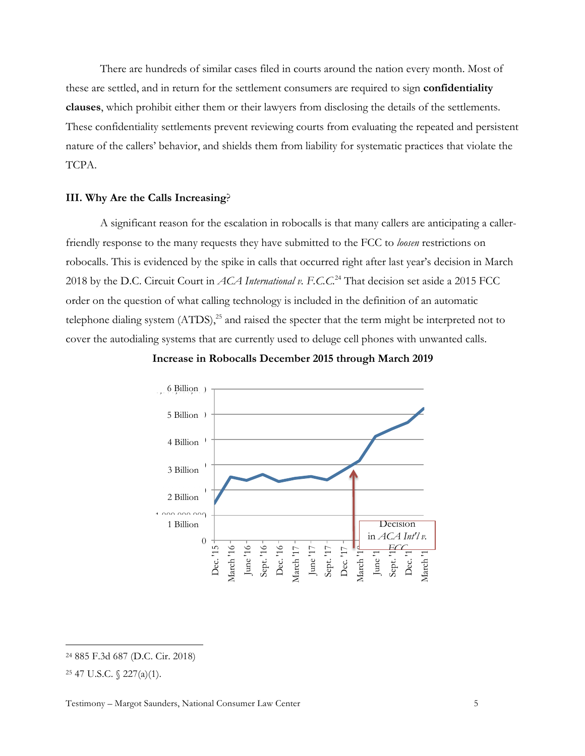There are hundreds of similar cases filed in courts around the nation every month. Most of these are settled, and in return for the settlement consumers are required to sign **confidentiality clauses**, which prohibit either them or their lawyers from disclosing the details of the settlements. These confidentiality settlements prevent reviewing courts from evaluating the repeated and persistent nature of the callers' behavior, and shields them from liability for systematic practices that violate the TCPA.

### III. Why Are the Calls Increasing?

A significant reason for the escalation in robocalls is that many callers are anticipating a caller-friendly response to the many requests they have submitted to the FCC to *loosen* restrictions on robocalls. This is evidenced by the spike in calls that occurred right after last year's decision in March 2018 by the D.C. Circuit Court in *ACA International v. F.C.C.*[24] That decision set aside a 2015 FCC order on the question of what calling technology is included in the definition of an automatic telephone dialing system (ATDS),[25] and raised the specter that the term might be interpreted not to cover the autodialing systems that are currently used to deluge cell phones with unwanted calls.

**Increase in Robocalls December 2015 through March 2019**

6 Billion
5 Billion
4 Billion
3 Billion
2 Billion
1 Billion
0

Dec. '15, March '16, June '16, Sept. '16, Dec. '16, March '17, June '17, Sept. '17, Dec. '17, March '18, June '18, Sept. '18, Dec. '18, March '19

Decision in *ACA Int'l v. FCC*

---

[24] 885 F.3d 687 (D.C. Cir. 2018)

[25] 47 U.S.C. § 227(a)(1).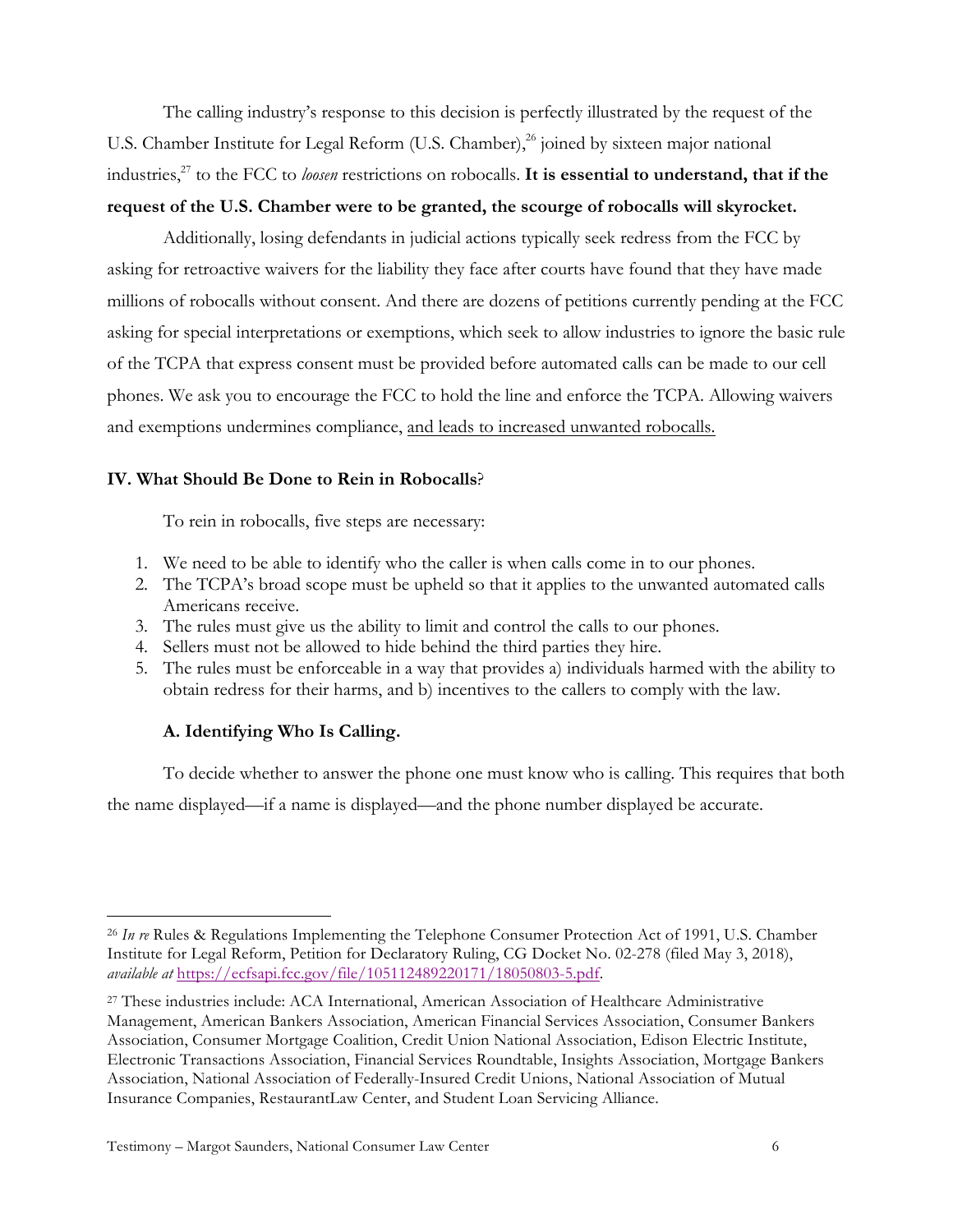The calling industry's response to this decision is perfectly illustrated by the request of the U.S. Chamber Institute for Legal Reform (U.S. Chamber),[26] joined by sixteen major national industries,[27] to the FCC to *loosen* restrictions on robocalls. **It is essential to understand, that if the request of the U.S. Chamber were to be granted, the scourge of robocalls will skyrocket.**

Additionally, losing defendants in judicial actions typically seek redress from the FCC by asking for retroactive waivers for the liability they face after courts have found that they have made millions of robocalls without consent. And there are dozens of petitions currently pending at the FCC asking for special interpretations or exemptions, which seek to allow industries to ignore the basic rule of the TCPA that express consent must be provided before automated calls can be made to our cell phones. We ask you to encourage the FCC to hold the line and enforce the TCPA. Allowing waivers and exemptions undermines compliance, <u>and leads to increased unwanted robocalls.</u>

### IV. What Should Be Done to Rein in Robocalls?

To rein in robocalls, five steps are necessary:

1. We need to be able to identify who the caller is when calls come in to our phones.
2. The TCPA's broad scope must be upheld so that it applies to the unwanted automated calls Americans receive.
3. The rules must give us the ability to limit and control the calls to our phones.
4. Sellers must not be allowed to hide behind the third parties they hire.
5. The rules must be enforceable in a way that provides a) individuals harmed with the ability to obtain redress for their harms, and b) incentives to the callers to comply with the law.

#### A. Identifying Who Is Calling.

To decide whether to answer the phone one must know who is calling. This requires that both the name displayed—if a name is displayed—and the phone number displayed be accurate.

---

[26] *In re* Rules & Regulations Implementing the Telephone Consumer Protection Act of 1991, U.S. Chamber Institute for Legal Reform, Petition for Declaratory Ruling, CG Docket No. 02-278 (filed May 3, 2018), *available at* https://ecfsapi.fcc.gov/file/105112489220171/18050803-5.pdf.

[27] These industries include: ACA International, American Association of Healthcare Administrative Management, American Bankers Association, American Financial Services Association, Consumer Bankers Association, Consumer Mortgage Coalition, Credit Union National Association, Edison Electric Institute, Electronic Transactions Association, Financial Services Roundtable, Insights Association, Mortgage Bankers Association, National Association of Federally-Insured Credit Unions, National Association of Mutual Insurance Companies, RestaurantLaw Center, and Student Loan Servicing Alliance.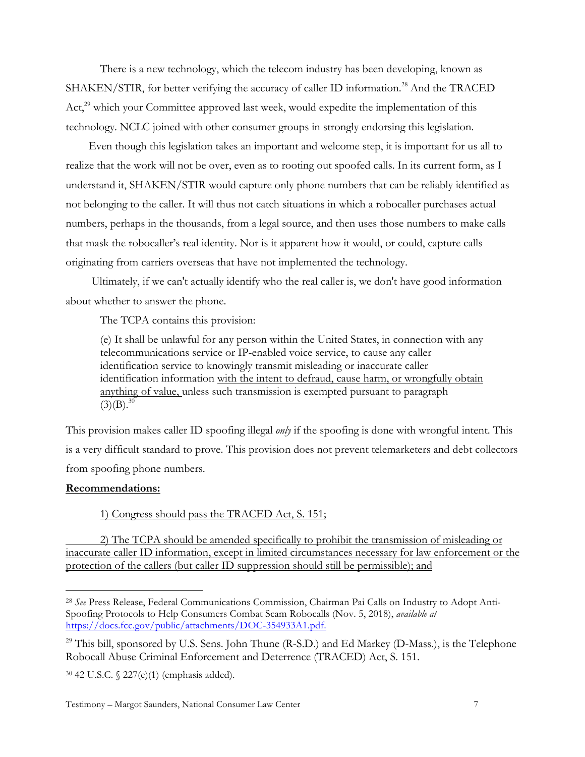There is a new technology, which the telecom industry has been developing, known as SHAKEN/STIR, for better verifying the accuracy of caller ID information.[28] And the TRACED Act,[29] which your Committee approved last week, would expedite the implementation of this technology. NCLC joined with other consumer groups in strongly endorsing this legislation.

Even though this legislation takes an important and welcome step, it is important for us all to realize that the work will not be over, even as to rooting out spoofed calls. In its current form, as I understand it, SHAKEN/STIR would capture only phone numbers that can be reliably identified as not belonging to the caller. It will thus not catch situations in which a robocaller purchases actual numbers, perhaps in the thousands, from a legal source, and then uses those numbers to make calls that mask the robocaller's real identity. Nor is it apparent how it would, or could, capture calls originating from carriers overseas that have not implemented the technology.

Ultimately, if we can't actually identify who the real caller is, we don't have good information about whether to answer the phone.

The TCPA contains this provision:

> (e) It shall be unlawful for any person within the United States, in connection with any telecommunications service or IP-enabled voice service, to cause any caller identification service to knowingly transmit misleading or inaccurate caller identification information <u>with the intent to defraud, cause harm, or wrongfully obtain anything of value,</u> unless such transmission is exempted pursuant to paragraph (3)(B).[30]

This provision makes caller ID spoofing illegal *only* if the spoofing is done with wrongful intent. This is a very difficult standard to prove. This provision does not prevent telemarketers and debt collectors from spoofing phone numbers.

**<u>Recommendations:</u>**

<u>1) Congress should pass the TRACED Act, S. 151;</u>

<u>2) The TCPA should be amended specifically to prohibit the transmission of misleading or inaccurate caller ID information, except in limited circumstances necessary for law enforcement or the protection of the callers (but caller ID suppression should still be permissible); and</u>

---

[28] *See* Press Release, Federal Communications Commission, Chairman Pai Calls on Industry to Adopt Anti-Spoofing Protocols to Help Consumers Combat Scam Robocalls (Nov. 5, 2018), *available at* https://docs.fcc.gov/public/attachments/DOC-354933A1.pdf.

[29] This bill, sponsored by U.S. Sens. John Thune (R-S.D.) and Ed Markey (D-Mass.), is the Telephone Robocall Abuse Criminal Enforcement and Deterrence (TRACED) Act, S. 151.

[30] 42 U.S.C. § 227(e)(1) (emphasis added).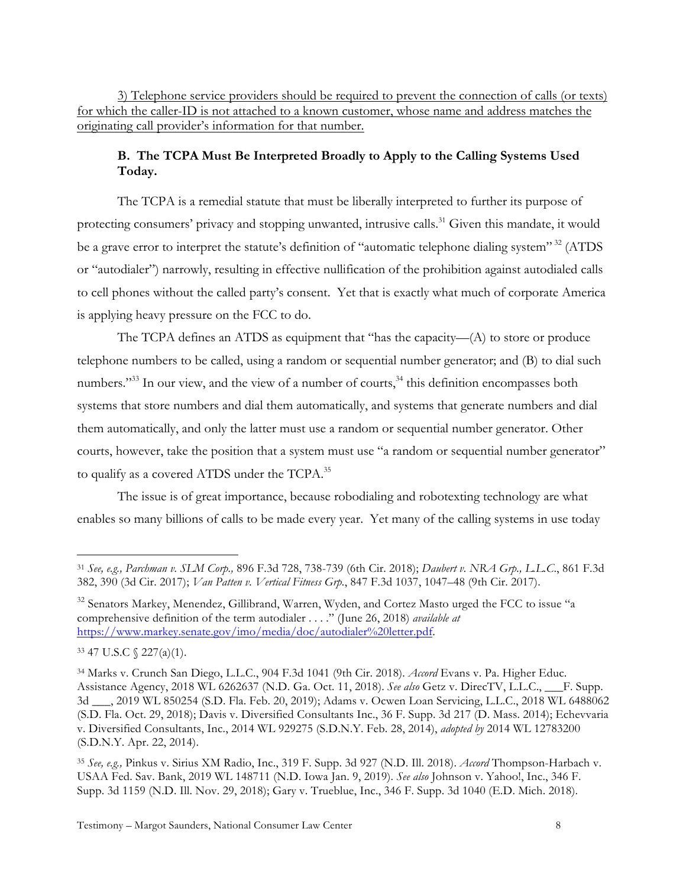<u>3) Telephone service providers should be required to prevent the connection of calls (or texts) for which the caller-ID is not attached to a known customer, whose name and address matches the originating call provider's information for that number.</u>

### B. The TCPA Must Be Interpreted Broadly to Apply to the Calling Systems Used Today.

The TCPA is a remedial statute that must be liberally interpreted to further its purpose of protecting consumers' privacy and stopping unwanted, intrusive calls.[31] Given this mandate, it would be a grave error to interpret the statute's definition of "automatic telephone dialing system"[32] (ATDS or "autodialer") narrowly, resulting in effective nullification of the prohibition against autodialed calls to cell phones without the called party's consent. Yet that is exactly what much of corporate America is applying heavy pressure on the FCC to do.

The TCPA defines an ATDS as equipment that "has the capacity—(A) to store or produce telephone numbers to be called, using a random or sequential number generator; and (B) to dial such numbers."[33] In our view, and the view of a number of courts,[34] this definition encompasses both systems that store numbers and dial them automatically, and systems that generate numbers and dial them automatically, and only the latter must use a random or sequential number generator. Other courts, however, take the position that a system must use "a random or sequential number generator" to qualify as a covered ATDS under the TCPA.[35]

The issue is of great importance, because robodialing and robotexting technology are what enables so many billions of calls to be made every year. Yet many of the calling systems in use today

---

[31] *See, e.g., Parchman v. SLM Corp.,* 896 F.3d 728, 738-739 (6th Cir. 2018); *Daubert v. NRA Grp., L.L.C.*, 861 F.3d 382, 390 (3d Cir. 2017); *Van Patten v. Vertical Fitness Grp.*, 847 F.3d 1037, 1047–48 (9th Cir. 2017).

[32] Senators Markey, Menendez, Gillibrand, Warren, Wyden, and Cortez Masto urged the FCC to issue "a comprehensive definition of the term autodialer . . . ." (June 26, 2018) *available at* https://www.markey.senate.gov/imo/media/doc/autodialer%20letter.pdf.

[33] 47 U.S.C § 227(a)(1).

[34] Marks v. Crunch San Diego, L.L.C., 904 F.3d 1041 (9th Cir. 2018). *Accord* Evans v. Pa. Higher Educ. Assistance Agency, 2018 WL 6262637 (N.D. Ga. Oct. 11, 2018). *See also* Getz v. DirecTV, L.L.C., ___F. Supp. 3d ___, 2019 WL 850254 (S.D. Fla. Feb. 20, 2019); Adams v. Ocwen Loan Servicing, L.L.C., 2018 WL 6488062 (S.D. Fla. Oct. 29, 2018); Davis v. Diversified Consultants Inc., 36 F. Supp. 3d 217 (D. Mass. 2014); Echevvaria v. Diversified Consultants, Inc., 2014 WL 929275 (S.D.N.Y. Feb. 28, 2014), *adopted by* 2014 WL 12783200 (S.D.N.Y. Apr. 22, 2014).

[35] *See, e.g.,* Pinkus v. Sirius XM Radio, Inc., 319 F. Supp. 3d 927 (N.D. Ill. 2018). *Accord* Thompson-Harbach v. USAA Fed. Sav. Bank, 2019 WL 148711 (N.D. Iowa Jan. 9, 2019). *See also* Johnson v. Yahoo!, Inc., 346 F. Supp. 3d 1159 (N.D. Ill. Nov. 29, 2018); Gary v. Trueblue, Inc., 346 F. Supp. 3d 1040 (E.D. Mich. 2018).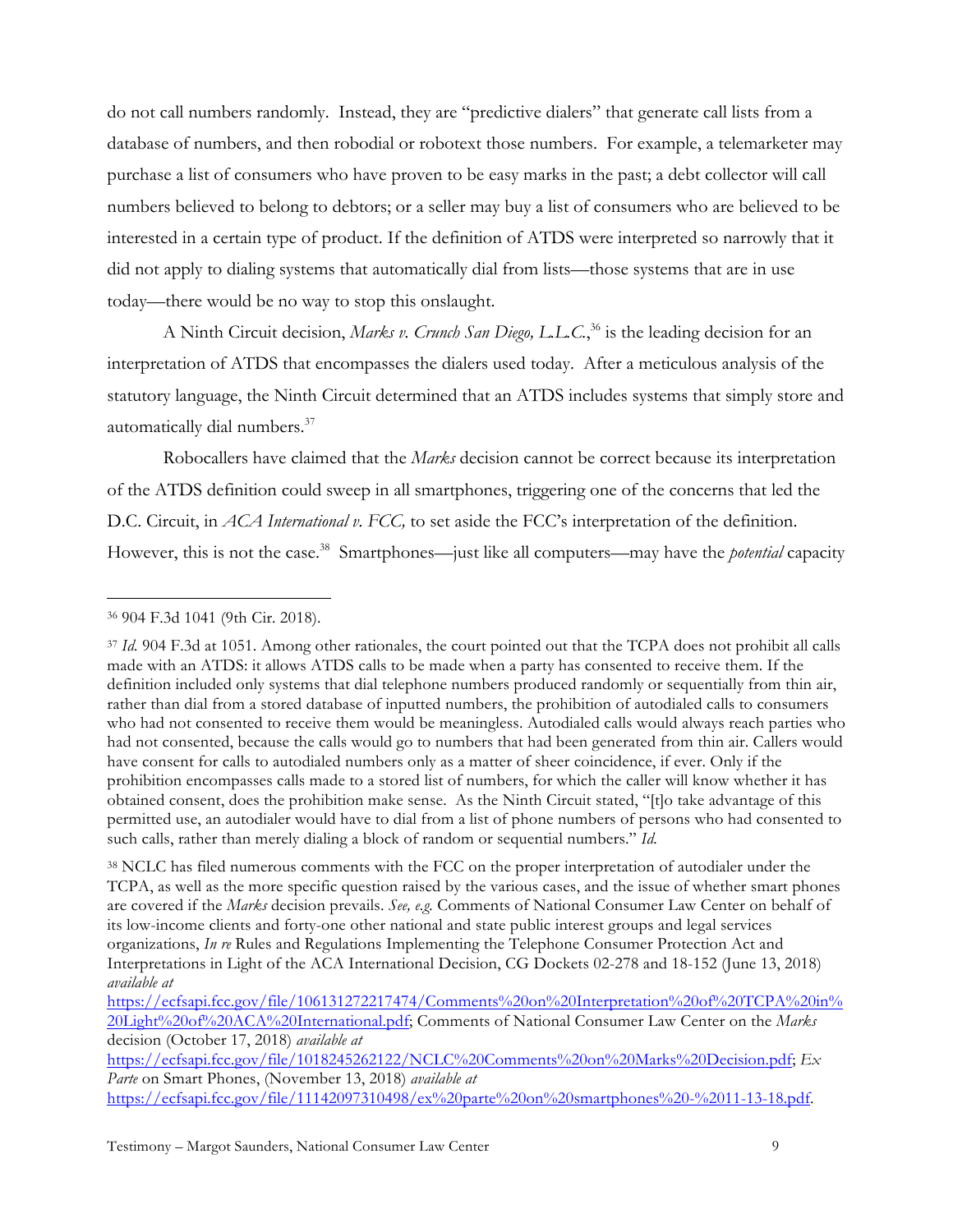do not call numbers randomly. Instead, they are "predictive dialers" that generate call lists from a database of numbers, and then robodial or robotext those numbers. For example, a telemarketer may purchase a list of consumers who have proven to be easy marks in the past; a debt collector will call numbers believed to belong to debtors; or a seller may buy a list of consumers who are believed to be interested in a certain type of product. If the definition of ATDS were interpreted so narrowly that it did not apply to dialing systems that automatically dial from lists—those systems that are in use today—there would be no way to stop this onslaught.

A Ninth Circuit decision, *Marks v. Crunch San Diego, L.L.C.*,[36] is the leading decision for an interpretation of ATDS that encompasses the dialers used today. After a meticulous analysis of the statutory language, the Ninth Circuit determined that an ATDS includes systems that simply store and automatically dial numbers.[37]

Robocallers have claimed that the *Marks* decision cannot be correct because its interpretation of the ATDS definition could sweep in all smartphones, triggering one of the concerns that led the D.C. Circuit, in *ACA International v. FCC,* to set aside the FCC's interpretation of the definition. However, this is not the case.[38] Smartphones—just like all computers—may have the *potential* capacity

---

[36] 904 F.3d 1041 (9th Cir. 2018).

[37] *Id.* 904 F.3d at 1051. Among other rationales, the court pointed out that the TCPA does not prohibit all calls made with an ATDS: it allows ATDS calls to be made when a party has consented to receive them. If the definition included only systems that dial telephone numbers produced randomly or sequentially from thin air, rather than dial from a stored database of inputted numbers, the prohibition of autodialed calls to consumers who had not consented to receive them would be meaningless. Autodialed calls would always reach parties who had not consented, because the calls would go to numbers that had been generated from thin air. Callers would have consent for calls to autodialed numbers only as a matter of sheer coincidence, if ever. Only if the prohibition encompasses calls made to a stored list of numbers, for which the caller will know whether it has obtained consent, does the prohibition make sense. As the Ninth Circuit stated, "[t]o take advantage of this permitted use, an autodialer would have to dial from a list of phone numbers of persons who had consented to such calls, rather than merely dialing a block of random or sequential numbers." *Id.*

[38] NCLC has filed numerous comments with the FCC on the proper interpretation of autodialer under the TCPA, as well as the more specific question raised by the various cases, and the issue of whether smart phones are covered if the *Marks* decision prevails. *See, e.g.* Comments of National Consumer Law Center on behalf of its low-income clients and forty-one other national and state public interest groups and legal services organizations, *In re* Rules and Regulations Implementing the Telephone Consumer Protection Act and Interpretations in Light of the ACA International Decision, CG Dockets 02-278 and 18-152 (June 13, 2018) *available at* https://ecfsapi.fcc.gov/file/106131272217474/Comments%20on%20Interpretation%20of%20TCPA%20in%20Light%20of%20ACA%20International.pdf; Comments of National Consumer Law Center on the *Marks* decision (October 17, 2018) *available at* https://ecfsapi.fcc.gov/file/1018245262122/NCLC%20Comments%20on%20Marks%20Decision.pdf; *Ex Parte* on Smart Phones, (November 13, 2018) *available at* https://ecfsapi.fcc.gov/file/11142097310498/ex%20parte%20on%20smartphones%20-%2011-13-18.pdf.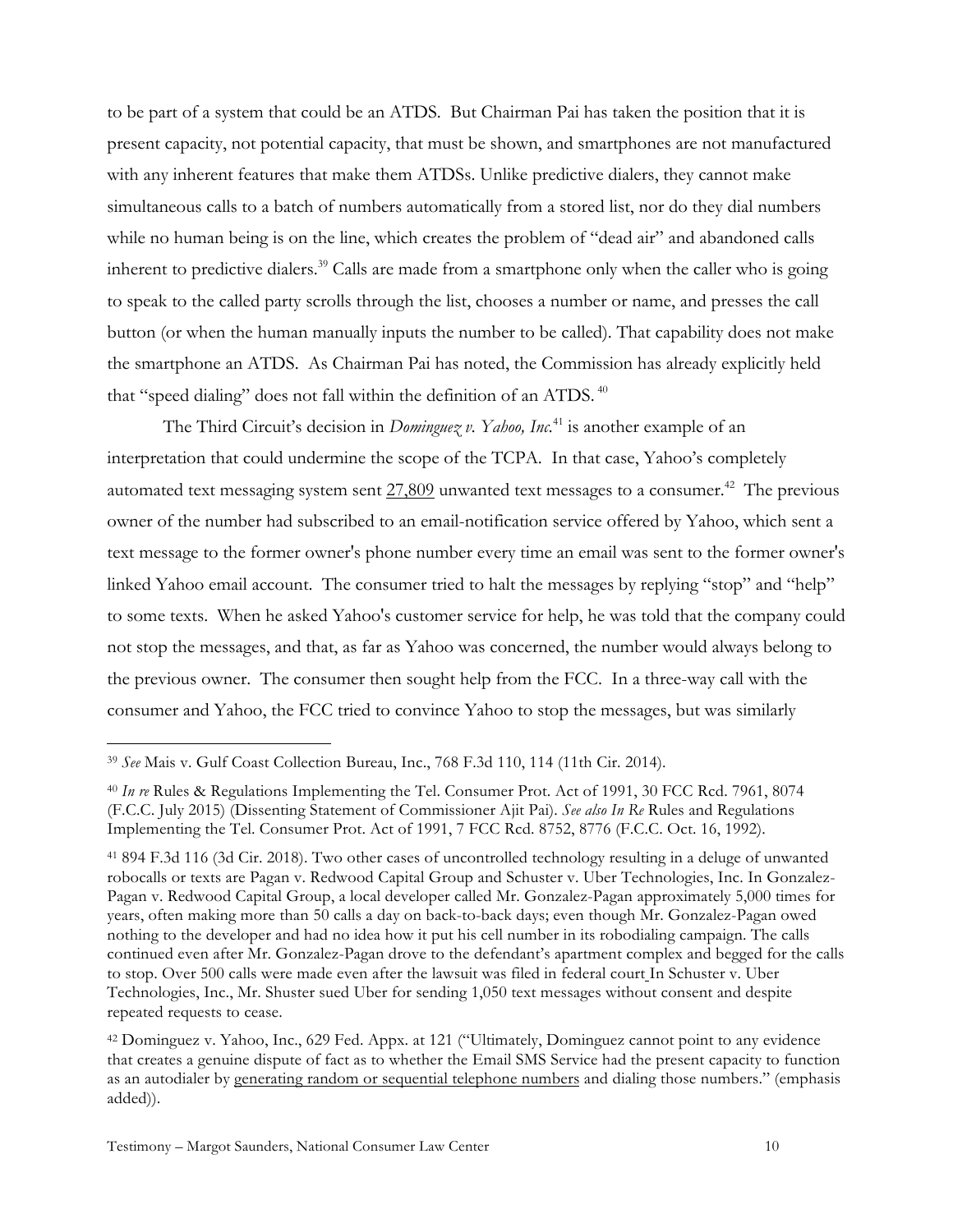to be part of a system that could be an ATDS. But Chairman Pai has taken the position that it is present capacity, not potential capacity, that must be shown, and smartphones are not manufactured with any inherent features that make them ATDSs. Unlike predictive dialers, they cannot make simultaneous calls to a batch of numbers automatically from a stored list, nor do they dial numbers while no human being is on the line, which creates the problem of "dead air" and abandoned calls inherent to predictive dialers.[39] Calls are made from a smartphone only when the caller who is going to speak to the called party scrolls through the list, chooses a number or name, and presses the call button (or when the human manually inputs the number to be called). That capability does not make the smartphone an ATDS. As Chairman Pai has noted, the Commission has already explicitly held that "speed dialing" does not fall within the definition of an ATDS.[40]

The Third Circuit's decision in *Dominguez v. Yahoo, Inc.*[41] is another example of an interpretation that could undermine the scope of the TCPA. In that case, Yahoo's completely automated text messaging system sent <u>27,809</u> unwanted text messages to a consumer.[42] The previous owner of the number had subscribed to an email-notification service offered by Yahoo, which sent a text message to the former owner's phone number every time an email was sent to the former owner's linked Yahoo email account. The consumer tried to halt the messages by replying "stop" and "help" to some texts. When he asked Yahoo's customer service for help, he was told that the company could not stop the messages, and that, as far as Yahoo was concerned, the number would always belong to the previous owner. The consumer then sought help from the FCC. In a three-way call with the consumer and Yahoo, the FCC tried to convince Yahoo to stop the messages, but was similarly

---

[39] *See* Mais v. Gulf Coast Collection Bureau, Inc., 768 F.3d 110, 114 (11th Cir. 2014).

[40] *In re* Rules & Regulations Implementing the Tel. Consumer Prot. Act of 1991, 30 FCC Rcd. 7961, 8074 (F.C.C. July 2015) (Dissenting Statement of Commissioner Ajit Pai). *See also In Re* Rules and Regulations Implementing the Tel. Consumer Prot. Act of 1991, 7 FCC Rcd. 8752, 8776 (F.C.C. Oct. 16, 1992).

[41] 894 F.3d 116 (3d Cir. 2018). Two other cases of uncontrolled technology resulting in a deluge of unwanted robocalls or texts are Pagan v. Redwood Capital Group and Schuster v. Uber Technologies, Inc. In Gonzalez-Pagan v. Redwood Capital Group, a local developer called Mr. Gonzalez-Pagan approximately 5,000 times for years, often making more than 50 calls a day on back-to-back days; even though Mr. Gonzalez-Pagan owed nothing to the developer and had no idea how it put his cell number in its robodialing campaign. The calls continued even after Mr. Gonzalez-Pagan drove to the defendant's apartment complex and begged for the calls to stop. Over 500 calls were made even after the lawsuit was filed in federal court In Schuster v. Uber Technologies, Inc., Mr. Shuster sued Uber for sending 1,050 text messages without consent and despite repeated requests to cease.

[42] Dominguez v. Yahoo, Inc., 629 Fed. Appx. at 121 ("Ultimately, Dominguez cannot point to any evidence that creates a genuine dispute of fact as to whether the Email SMS Service had the present capacity to function as an autodialer by <u>generating random or sequential telephone numbers</u> and dialing those numbers." (emphasis added)).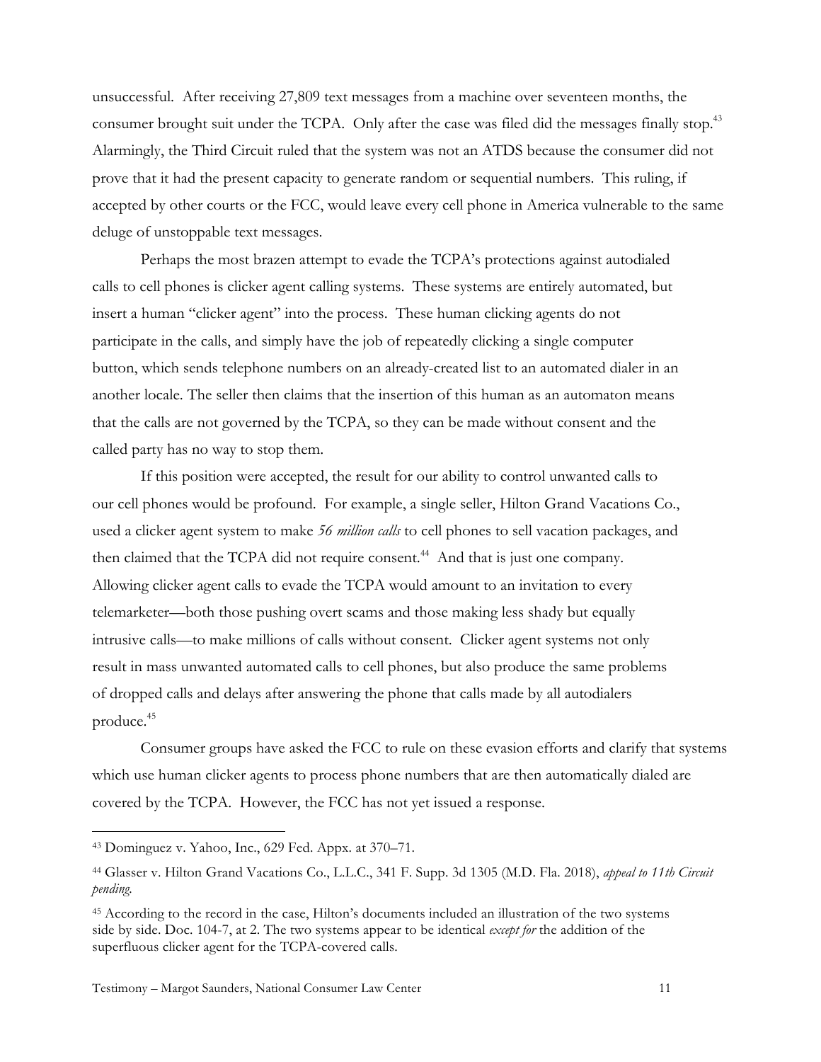unsuccessful. After receiving 27,809 text messages from a machine over seventeen months, the consumer brought suit under the TCPA. Only after the case was filed did the messages finally stop.[43] Alarmingly, the Third Circuit ruled that the system was not an ATDS because the consumer did not prove that it had the present capacity to generate random or sequential numbers. This ruling, if accepted by other courts or the FCC, would leave every cell phone in America vulnerable to the same deluge of unstoppable text messages.

Perhaps the most brazen attempt to evade the TCPA's protections against autodialed calls to cell phones is clicker agent calling systems. These systems are entirely automated, but insert a human "clicker agent" into the process. These human clicking agents do not participate in the calls, and simply have the job of repeatedly clicking a single computer button, which sends telephone numbers on an already-created list to an automated dialer in an another locale. The seller then claims that the insertion of this human as an automaton means that the calls are not governed by the TCPA, so they can be made without consent and the called party has no way to stop them.

If this position were accepted, the result for our ability to control unwanted calls to our cell phones would be profound. For example, a single seller, Hilton Grand Vacations Co., used a clicker agent system to make *56 million calls* to cell phones to sell vacation packages, and then claimed that the TCPA did not require consent.[44] And that is just one company. Allowing clicker agent calls to evade the TCPA would amount to an invitation to every telemarketer—both those pushing overt scams and those making less shady but equally intrusive calls—to make millions of calls without consent. Clicker agent systems not only result in mass unwanted automated calls to cell phones, but also produce the same problems of dropped calls and delays after answering the phone that calls made by all autodialers produce.[45]

Consumer groups have asked the FCC to rule on these evasion efforts and clarify that systems which use human clicker agents to process phone numbers that are then automatically dialed are covered by the TCPA. However, the FCC has not yet issued a response.

---

[43] Dominguez v. Yahoo, Inc., 629 Fed. Appx. at 370–71.

[44] Glasser v. Hilton Grand Vacations Co., L.L.C., 341 F. Supp. 3d 1305 (M.D. Fla. 2018), *appeal to 11th Circuit pending.*

[45] According to the record in the case, Hilton's documents included an illustration of the two systems side by side. Doc. 104-7, at 2. The two systems appear to be identical *except for* the addition of the superfluous clicker agent for the TCPA-covered calls.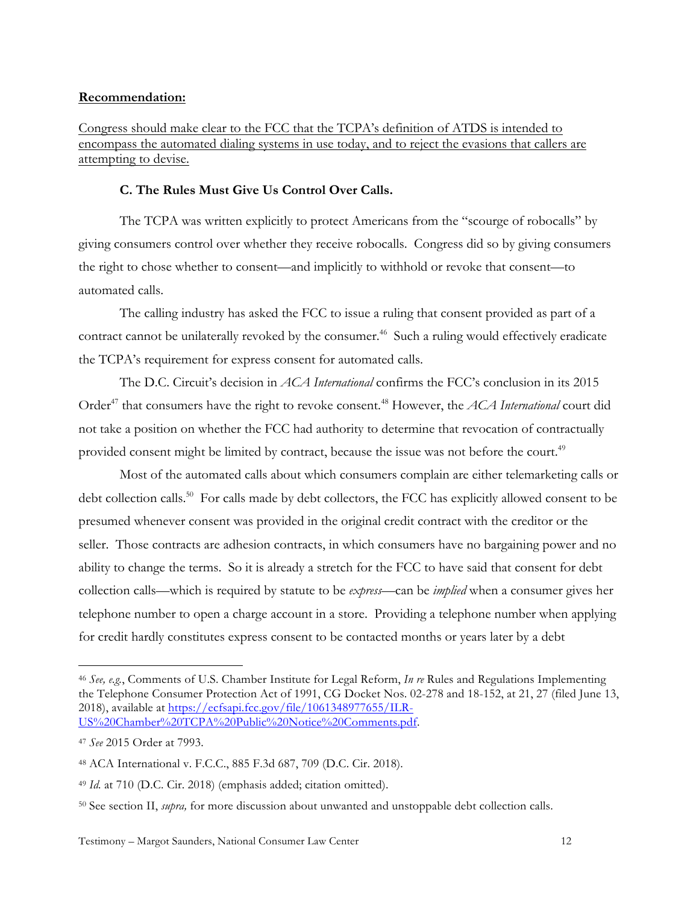**Recommendation:**

Congress should make clear to the FCC that the TCPA's definition of ATDS is intended to encompass the automated dialing systems in use today, and to reject the evasions that callers are attempting to devise.

**C. The Rules Must Give Us Control Over Calls.**

The TCPA was written explicitly to protect Americans from the "scourge of robocalls" by giving consumers control over whether they receive robocalls. Congress did so by giving consumers the right to chose whether to consent—and implicitly to withhold or revoke that consent—to automated calls.

The calling industry has asked the FCC to issue a ruling that consent provided as part of a contract cannot be unilaterally revoked by the consumer.[46] Such a ruling would effectively eradicate the TCPA's requirement for express consent for automated calls.

The D.C. Circuit's decision in *ACA International* confirms the FCC's conclusion in its 2015 Order[47] that consumers have the right to revoke consent.[48] However, the *ACA International* court did not take a position on whether the FCC had authority to determine that revocation of contractually provided consent might be limited by contract, because the issue was not before the court.[49]

Most of the automated calls about which consumers complain are either telemarketing calls or debt collection calls.[50] For calls made by debt collectors, the FCC has explicitly allowed consent to be presumed whenever consent was provided in the original credit contract with the creditor or the seller. Those contracts are adhesion contracts, in which consumers have no bargaining power and no ability to change the terms. So it is already a stretch for the FCC to have said that consent for debt collection calls—which is required by statute to be *express*—can be *implied* when a consumer gives her telephone number to open a charge account in a store. Providing a telephone number when applying for credit hardly constitutes express consent to be contacted months or years later by a debt

---

[46] *See, e.g.*, Comments of U.S. Chamber Institute for Legal Reform, *In re* Rules and Regulations Implementing the Telephone Consumer Protection Act of 1991, CG Docket Nos. 02-278 and 18-152, at 21, 27 (filed June 13, 2018), available at https://ecfsapi.fcc.gov/file/1061348977655/ILR-US%20Chamber%20TCPA%20Public%20Notice%20Comments.pdf.

[47] *See* 2015 Order at 7993.

[48] ACA International v. F.C.C., 885 F.3d 687, 709 (D.C. Cir. 2018).

[49] *Id.* at 710 (D.C. Cir. 2018) (emphasis added; citation omitted).

[50] See section II, *supra,* for more discussion about unwanted and unstoppable debt collection calls.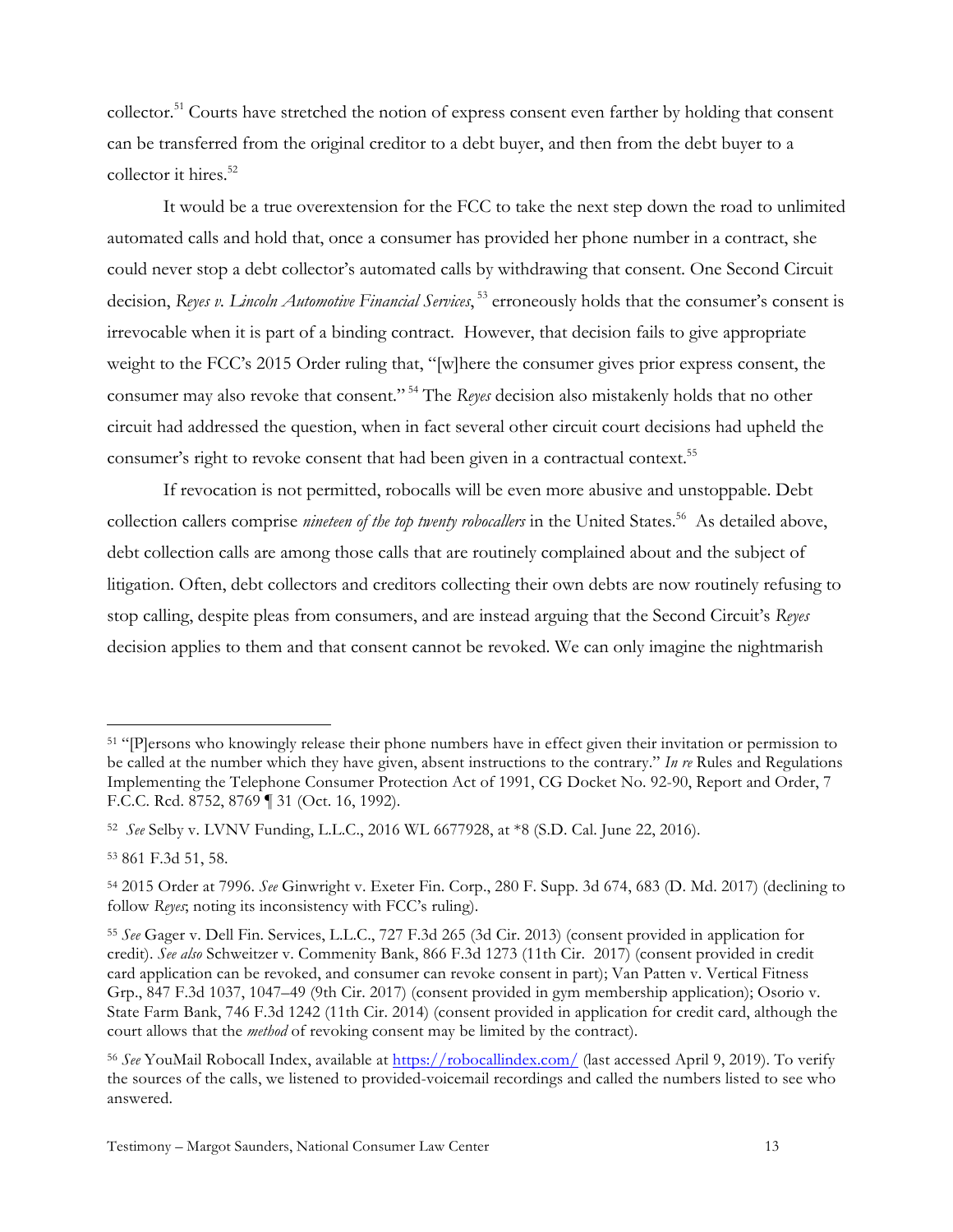collector.[51] Courts have stretched the notion of express consent even farther by holding that consent can be transferred from the original creditor to a debt buyer, and then from the debt buyer to a collector it hires.[52]

It would be a true overextension for the FCC to take the next step down the road to unlimited automated calls and hold that, once a consumer has provided her phone number in a contract, she could never stop a debt collector's automated calls by withdrawing that consent. One Second Circuit decision, *Reyes v. Lincoln Automotive Financial Services*,[53] erroneously holds that the consumer's consent is irrevocable when it is part of a binding contract. However, that decision fails to give appropriate weight to the FCC's 2015 Order ruling that, "[w]here the consumer gives prior express consent, the consumer may also revoke that consent."[54] The *Reyes* decision also mistakenly holds that no other circuit had addressed the question, when in fact several other circuit court decisions had upheld the consumer's right to revoke consent that had been given in a contractual context.[55]

If revocation is not permitted, robocalls will be even more abusive and unstoppable. Debt collection callers comprise *nineteen of the top twenty robocallers* in the United States.[56] As detailed above, debt collection calls are among those calls that are routinely complained about and the subject of litigation. Often, debt collectors and creditors collecting their own debts are now routinely refusing to stop calling, despite pleas from consumers, and are instead arguing that the Second Circuit's *Reyes* decision applies to them and that consent cannot be revoked. We can only imagine the nightmarish

---

[51] "[P]ersons who knowingly release their phone numbers have in effect given their invitation or permission to be called at the number which they have given, absent instructions to the contrary." *In re* Rules and Regulations Implementing the Telephone Consumer Protection Act of 1991, CG Docket No. 92-90, Report and Order, 7 F.C.C. Rcd. 8752, 8769 ¶ 31 (Oct. 16, 1992).

[52] *See* Selby v. LVNV Funding, L.L.C., 2016 WL 6677928, at *8 (S.D. Cal. June 22, 2016).

[53] 861 F.3d 51, 58.

[54] 2015 Order at 7996. *See* Ginwright v. Exeter Fin. Corp., 280 F. Supp. 3d 674, 683 (D. Md. 2017) (declining to follow *Reyes*; noting its inconsistency with FCC's ruling).

[55] *See* Gager v. Dell Fin. Services, L.L.C., 727 F.3d 265 (3d Cir. 2013) (consent provided in application for credit). *See also* Schweitzer v. Commenity Bank, 866 F.3d 1273 (11th Cir. 2017) (consent provided in credit card application can be revoked, and consumer can revoke consent in part); Van Patten v. Vertical Fitness Grp., 847 F.3d 1037, 1047–49 (9th Cir. 2017) (consent provided in gym membership application); Osorio v. State Farm Bank, 746 F.3d 1242 (11th Cir. 2014) (consent provided in application for credit card, although the court allows that the *method* of revoking consent may be limited by the contract).

[56] *See* YouMail Robocall Index, available at https://robocallindex.com/ (last accessed April 9, 2019). To verify the sources of the calls, we listened to provided-voicemail recordings and called the numbers listed to see who answered.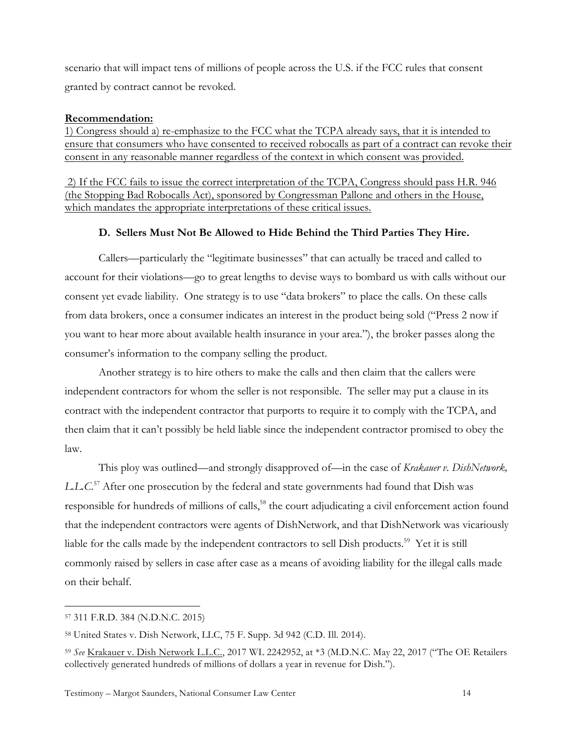scenario that will impact tens of millions of people across the U.S. if the FCC rules that consent granted by contract cannot be revoked.

**Recommendation:**

1) Congress should a) re-emphasize to the FCC what the TCPA already says, that it is intended to ensure that consumers who have consented to received robocalls as part of a contract can revoke their consent in any reasonable manner regardless of the context in which consent was provided.

2) If the FCC fails to issue the correct interpretation of the TCPA, Congress should pass H.R. 946 (the Stopping Bad Robocalls Act), sponsored by Congressman Pallone and others in the House, which mandates the appropriate interpretations of these critical issues.

### D. Sellers Must Not Be Allowed to Hide Behind the Third Parties They Hire.

Callers—particularly the "legitimate businesses" that can actually be traced and called to account for their violations—go to great lengths to devise ways to bombard us with calls without our consent yet evade liability. One strategy is to use "data brokers" to place the calls. On these calls from data brokers, once a consumer indicates an interest in the product being sold ("Press 2 now if you want to hear more about available health insurance in your area."), the broker passes along the consumer's information to the company selling the product.

Another strategy is to hire others to make the calls and then claim that the callers were independent contractors for whom the seller is not responsible. The seller may put a clause in its contract with the independent contractor that purports to require it to comply with the TCPA, and then claim that it can't possibly be held liable since the independent contractor promised to obey the law.

This ploy was outlined—and strongly disapproved of—in the case of *Krakauer v. DishNetwork, L.L.C.*[57] After one prosecution by the federal and state governments had found that Dish was responsible for hundreds of millions of calls,[58] the court adjudicating a civil enforcement action found that the independent contractors were agents of DishNetwork, and that DishNetwork was vicariously liable for the calls made by the independent contractors to sell Dish products.[59] Yet it is still commonly raised by sellers in case after case as a means of avoiding liability for the illegal calls made on their behalf.

---

[57] 311 F.R.D. 384 (N.D.N.C. 2015)

[58] United States v. Dish Network, LLC, 75 F. Supp. 3d 942 (C.D. Ill. 2014).

[59] *See* Krakauer v. Dish Network L.L.C., 2017 WL 2242952, at *3 (M.D.N.C. May 22, 2017 ("The OE Retailers collectively generated hundreds of millions of dollars a year in revenue for Dish.").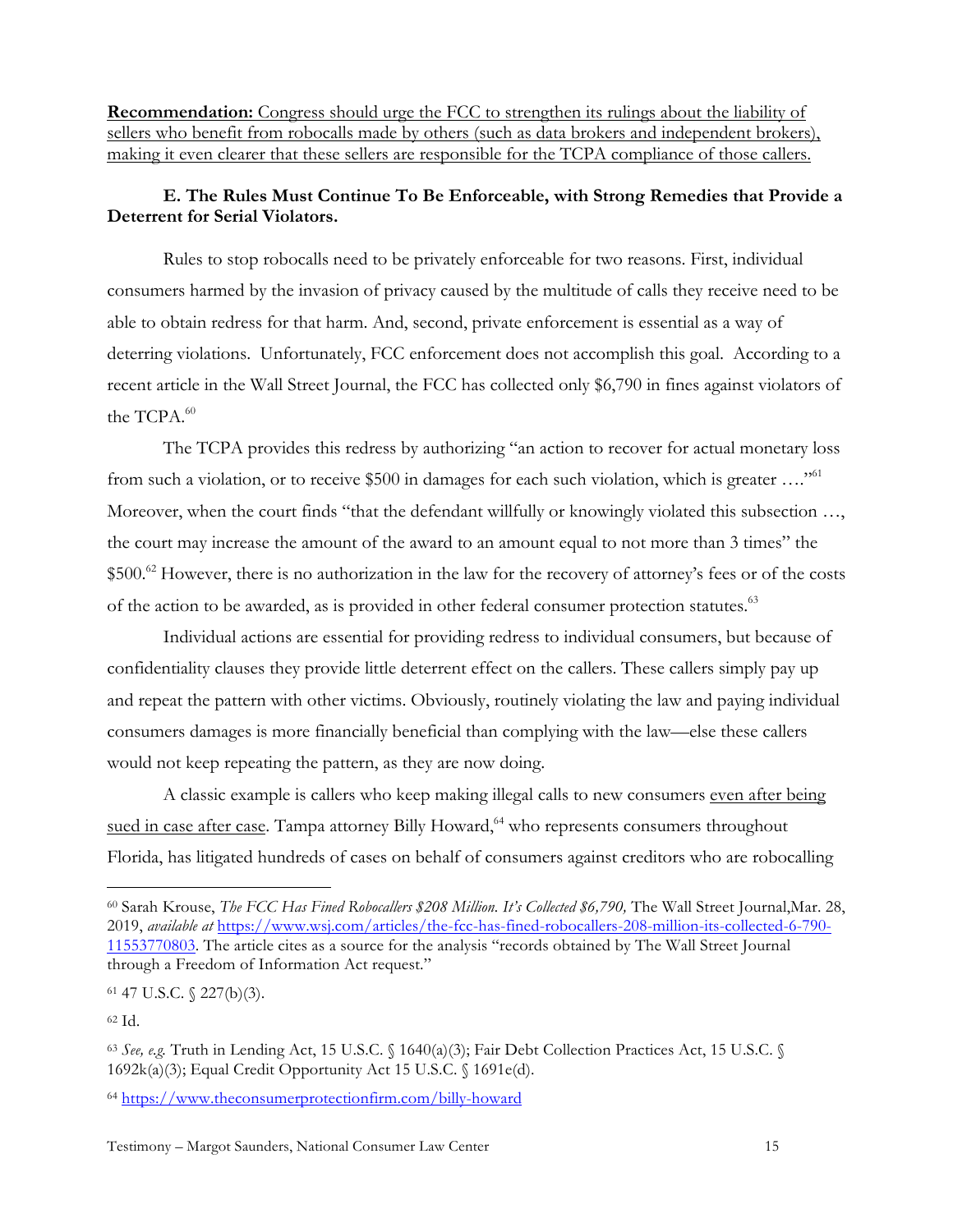**Recommendation:** <u>Congress should urge the FCC to strengthen its rulings about the liability of sellers who benefit from robocalls made by others (such as data brokers and independent brokers), making it even clearer that these sellers are responsible for the TCPA compliance of those callers.</u>

### E. The Rules Must Continue To Be Enforceable, with Strong Remedies that Provide a Deterrent for Serial Violators.

Rules to stop robocalls need to be privately enforceable for two reasons. First, individual consumers harmed by the invasion of privacy caused by the multitude of calls they receive need to be able to obtain redress for that harm. And, second, private enforcement is essential as a way of deterring violations. Unfortunately, FCC enforcement does not accomplish this goal. According to a recent article in the Wall Street Journal, the FCC has collected only $6,790 in fines against violators of the TCPA.[60]

The TCPA provides this redress by authorizing "an action to recover for actual monetary loss from such a violation, or to receive $500 in damages for each such violation, which is greater …."[61] Moreover, when the court finds "that the defendant willfully or knowingly violated this subsection …, the court may increase the amount of the award to an amount equal to not more than 3 times" the $500.[62] However, there is no authorization in the law for the recovery of attorney's fees or of the costs of the action to be awarded, as is provided in other federal consumer protection statutes.[63]

Individual actions are essential for providing redress to individual consumers, but because of confidentiality clauses they provide little deterrent effect on the callers. These callers simply pay up and repeat the pattern with other victims. Obviously, routinely violating the law and paying individual consumers damages is more financially beneficial than complying with the law—else these callers would not keep repeating the pattern, as they are now doing.

A classic example is callers who keep making illegal calls to new consumers <u>even after being sued in case after case</u>. Tampa attorney Billy Howard,[64] who represents consumers throughout Florida, has litigated hundreds of cases on behalf of consumers against creditors who are robocalling

---

[60] Sarah Krouse, *The FCC Has Fined Robocallers $208 Million. It's Collected $6,790,* The Wall Street Journal,Mar. 28, 2019, *available at* https://www.wsj.com/articles/the-fcc-has-fined-robocallers-208-million-its-collected-6-790-11553770803. The article cites as a source for the analysis "records obtained by The Wall Street Journal through a Freedom of Information Act request."

[61] 47 U.S.C. § 227(b)(3).

[62] Id.

[63] *See, e.g.* Truth in Lending Act, 15 U.S.C. § 1640(a)(3); Fair Debt Collection Practices Act, 15 U.S.C. § 1692k(a)(3); Equal Credit Opportunity Act 15 U.S.C. § 1691e(d).

[64] https://www.theconsumerprotectionfirm.com/billy-howard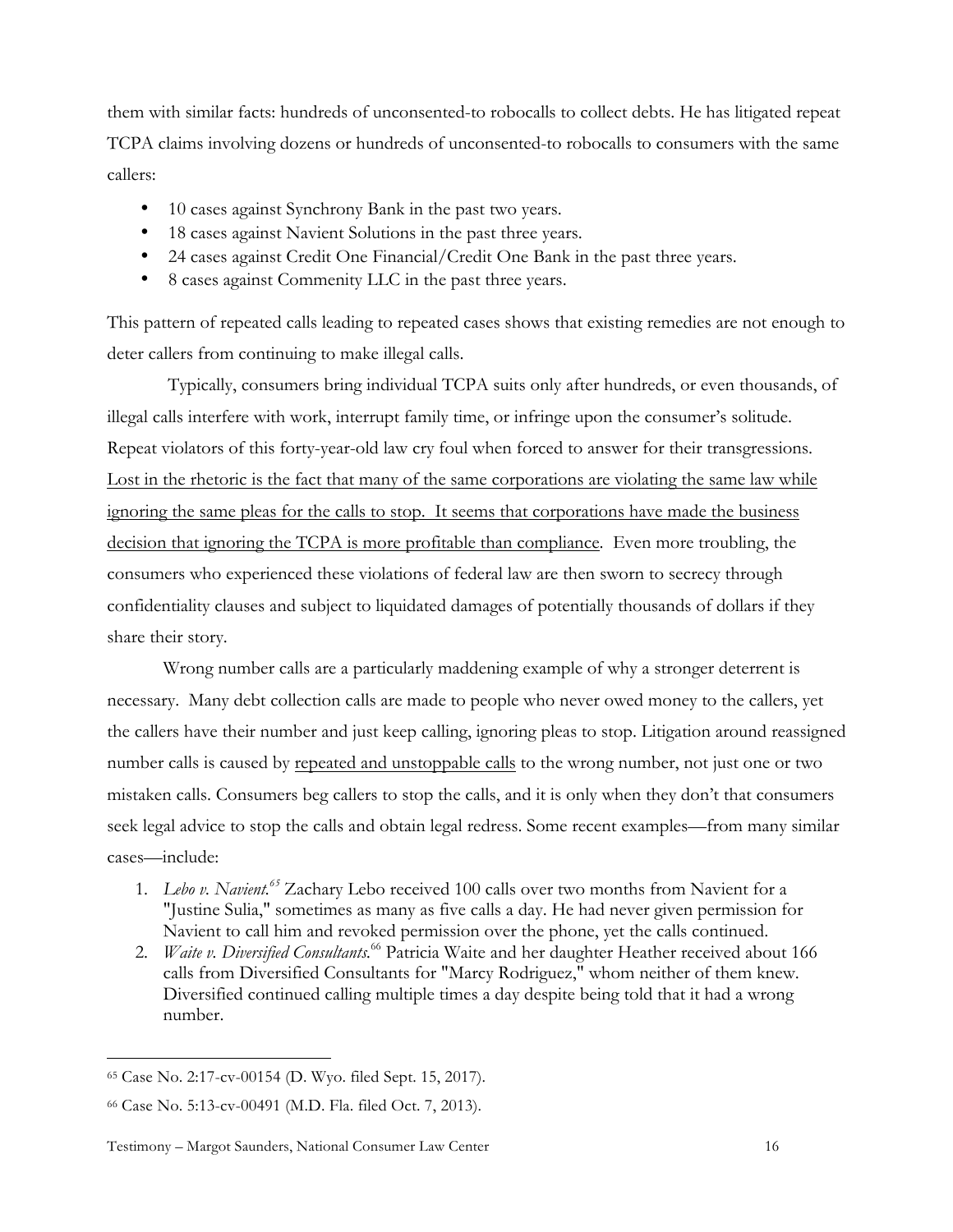them with similar facts: hundreds of unconsented-to robocalls to collect debts. He has litigated repeat TCPA claims involving dozens or hundreds of unconsented-to robocalls to consumers with the same callers:

- 10 cases against Synchrony Bank in the past two years.
- 18 cases against Navient Solutions in the past three years.
- 24 cases against Credit One Financial/Credit One Bank in the past three years.
- 8 cases against Commenity LLC in the past three years.

This pattern of repeated calls leading to repeated cases shows that existing remedies are not enough to deter callers from continuing to make illegal calls.

Typically, consumers bring individual TCPA suits only after hundreds, or even thousands, of illegal calls interfere with work, interrupt family time, or infringe upon the consumer's solitude. Repeat violators of this forty-year-old law cry foul when forced to answer for their transgressions. <u>Lost in the rhetoric is the fact that many of the same corporations are violating the same law while ignoring the same pleas for the calls to stop. It seems that corporations have made the business decision that ignoring the TCPA is more profitable than compliance</u>. Even more troubling, the consumers who experienced these violations of federal law are then sworn to secrecy through confidentiality clauses and subject to liquidated damages of potentially thousands of dollars if they share their story.

Wrong number calls are a particularly maddening example of why a stronger deterrent is necessary. Many debt collection calls are made to people who never owed money to the callers, yet the callers have their number and just keep calling, ignoring pleas to stop. Litigation around reassigned number calls is caused by <u>repeated and unstoppable calls</u> to the wrong number, not just one or two mistaken calls. Consumers beg callers to stop the calls, and it is only when they don't that consumers seek legal advice to stop the calls and obtain legal redress. Some recent examples—from many similar cases—include:

1. *Lebo v. Navient.*[65] Zachary Lebo received 100 calls over two months from Navient for a "Justine Sulia," sometimes as many as five calls a day. He had never given permission for Navient to call him and revoked permission over the phone, yet the calls continued.
2. *Waite v. Diversified Consultants.*[66] Patricia Waite and her daughter Heather received about 166 calls from Diversified Consultants for "Marcy Rodriguez," whom neither of them knew. Diversified continued calling multiple times a day despite being told that it had a wrong number.

---

[65] Case No. 2:17-cv-00154 (D. Wyo. filed Sept. 15, 2017).

[66] Case No. 5:13-cv-00491 (M.D. Fla. filed Oct. 7, 2013).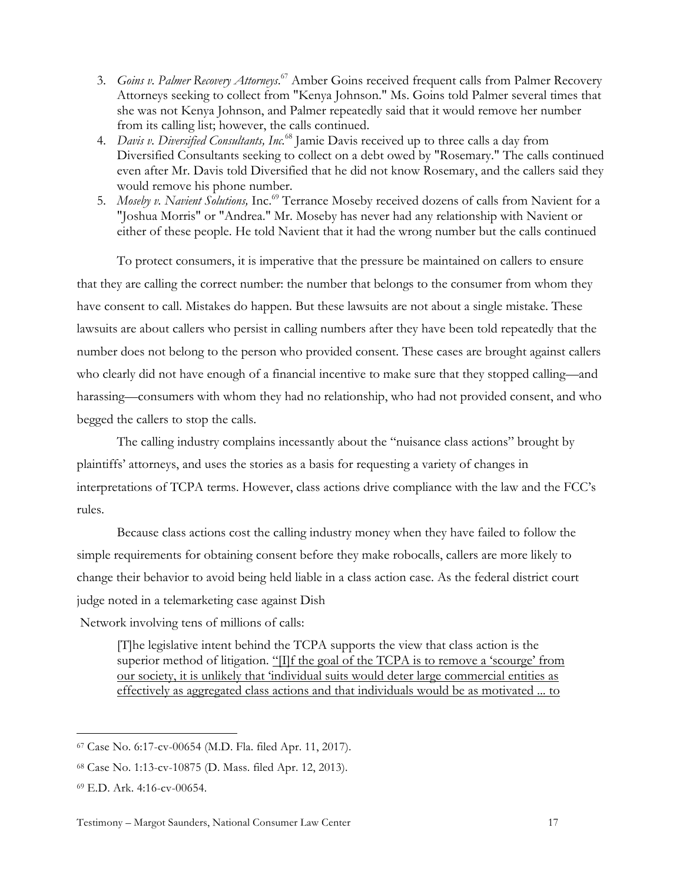3. *Goins v. Palmer Recovery Attorneys*.[67] Amber Goins received frequent calls from Palmer Recovery Attorneys seeking to collect from "Kenya Johnson." Ms. Goins told Palmer several times that she was not Kenya Johnson, and Palmer repeatedly said that it would remove her number from its calling list; however, the calls continued.
4. *Davis v. Diversified Consultants, Inc.*[68] Jamie Davis received up to three calls a day from Diversified Consultants seeking to collect on a debt owed by "Rosemary." The calls continued even after Mr. Davis told Diversified that he did not know Rosemary, and the callers said they would remove his phone number.
5. *Moseby v. Navient Solutions,* Inc.[69] Terrance Moseby received dozens of calls from Navient for a "Joshua Morris" or "Andrea." Mr. Moseby has never had any relationship with Navient or either of these people. He told Navient that it had the wrong number but the calls continued

To protect consumers, it is imperative that the pressure be maintained on callers to ensure that they are calling the correct number: the number that belongs to the consumer from whom they have consent to call. Mistakes do happen. But these lawsuits are not about a single mistake. These lawsuits are about callers who persist in calling numbers after they have been told repeatedly that the number does not belong to the person who provided consent. These cases are brought against callers who clearly did not have enough of a financial incentive to make sure that they stopped calling—and harassing—consumers with whom they had no relationship, who had not provided consent, and who begged the callers to stop the calls.

The calling industry complains incessantly about the "nuisance class actions" brought by plaintiffs' attorneys, and uses the stories as a basis for requesting a variety of changes in interpretations of TCPA terms. However, class actions drive compliance with the law and the FCC's rules.

Because class actions cost the calling industry money when they have failed to follow the simple requirements for obtaining consent before they make robocalls, callers are more likely to change their behavior to avoid being held liable in a class action case. As the federal district court judge noted in a telemarketing case against Dish Network involving tens of millions of calls:

> [T]he legislative intent behind the TCPA supports the view that class action is the superior method of litigation. "[I]f the goal of the TCPA is to remove a 'scourge' from our society, it is unlikely that 'individual suits would deter large commercial entities as effectively as aggregated class actions and that individuals would be as motivated ... to

---

[67] Case No. 6:17-cv-00654 (M.D. Fla. filed Apr. 11, 2017).

[68] Case No. 1:13-cv-10875 (D. Mass. filed Apr. 12, 2013).

[69] E.D. Ark. 4:16-cv-00654.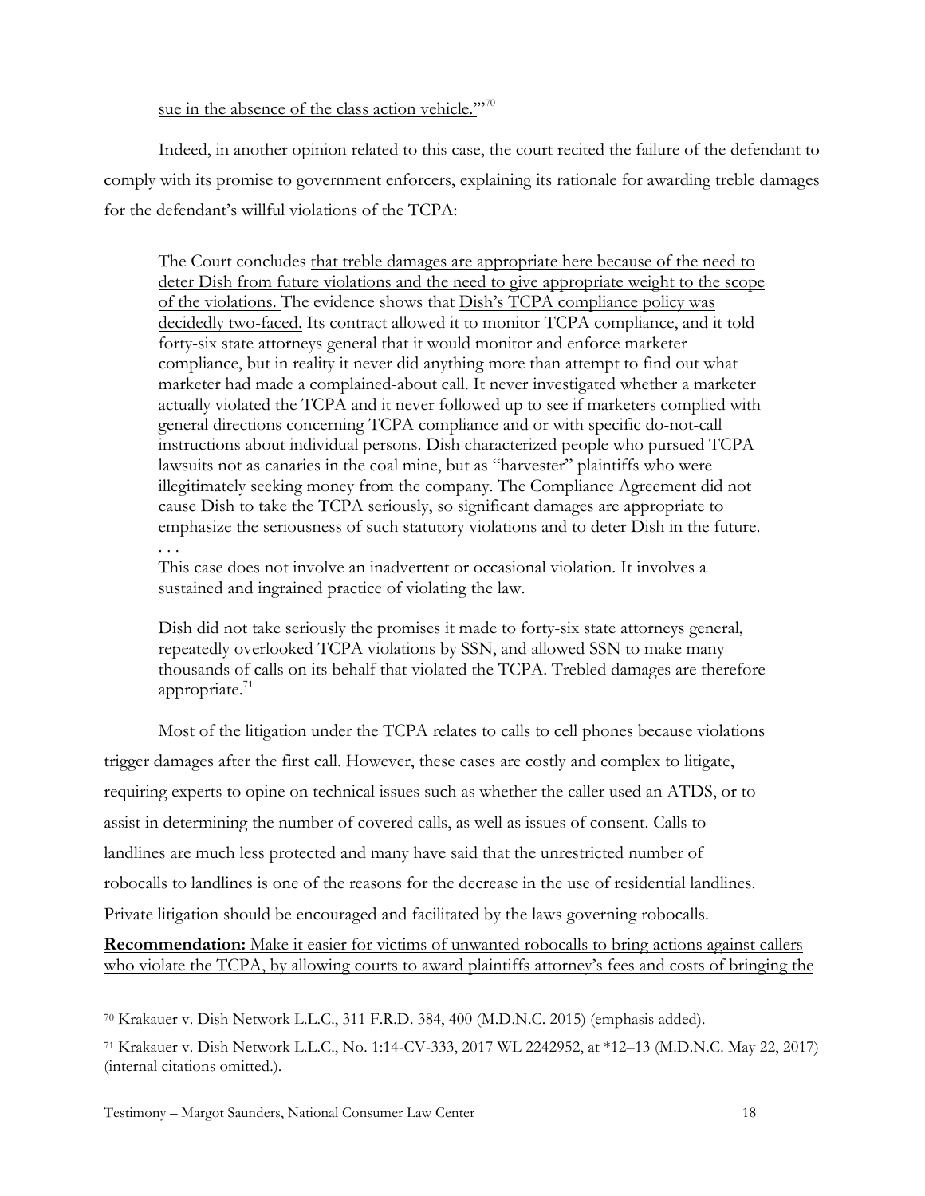<u>sue in the absence of the class action vehicle.</u>"'[70]

Indeed, in another opinion related to this case, the court recited the failure of the defendant to comply with its promise to government enforcers, explaining its rationale for awarding treble damages for the defendant's willful violations of the TCPA:

> The Court concludes <u>that treble damages are appropriate here because of the need to deter Dish from future violations and the need to give appropriate weight to the scope of the violations.</u> The evidence shows that <u>Dish's TCPA compliance policy was decidedly two-faced.</u> Its contract allowed it to monitor TCPA compliance, and it told forty-six state attorneys general that it would monitor and enforce marketer compliance, but in reality it never did anything more than attempt to find out what marketer had made a complained-about call. It never investigated whether a marketer actually violated the TCPA and it never followed up to see if marketers complied with general directions concerning TCPA compliance and or with specific do-not-call instructions about individual persons. Dish characterized people who pursued TCPA lawsuits not as canaries in the coal mine, but as "harvester" plaintiffs who were illegitimately seeking money from the company. The Compliance Agreement did not cause Dish to take the TCPA seriously, so significant damages are appropriate to emphasize the seriousness of such statutory violations and to deter Dish in the future. . . .
>
> This case does not involve an inadvertent or occasional violation. It involves a sustained and ingrained practice of violating the law.
>
> Dish did not take seriously the promises it made to forty-six state attorneys general, repeatedly overlooked TCPA violations by SSN, and allowed SSN to make many thousands of calls on its behalf that violated the TCPA. Trebled damages are therefore appropriate.[71]

Most of the litigation under the TCPA relates to calls to cell phones because violations trigger damages after the first call. However, these cases are costly and complex to litigate, requiring experts to opine on technical issues such as whether the caller used an ATDS, or to assist in determining the number of covered calls, as well as issues of consent. Calls to landlines are much less protected and many have said that the unrestricted number of robocalls to landlines is one of the reasons for the decrease in the use of residential landlines. Private litigation should be encouraged and facilitated by the laws governing robocalls.

**<u>Recommendation:</u>** <u>Make it easier for victims of unwanted robocalls to bring actions against callers who violate the TCPA, by allowing courts to award plaintiffs attorney's fees and costs of bringing the</u>

---

[70] Krakauer v. Dish Network L.L.C., 311 F.R.D. 384, 400 (M.D.N.C. 2015) (emphasis added).

[71] Krakauer v. Dish Network L.L.C., No. 1:14-CV-333, 2017 WL 2242952, at *12–13 (M.D.N.C. May 22, 2017) (internal citations omitted.).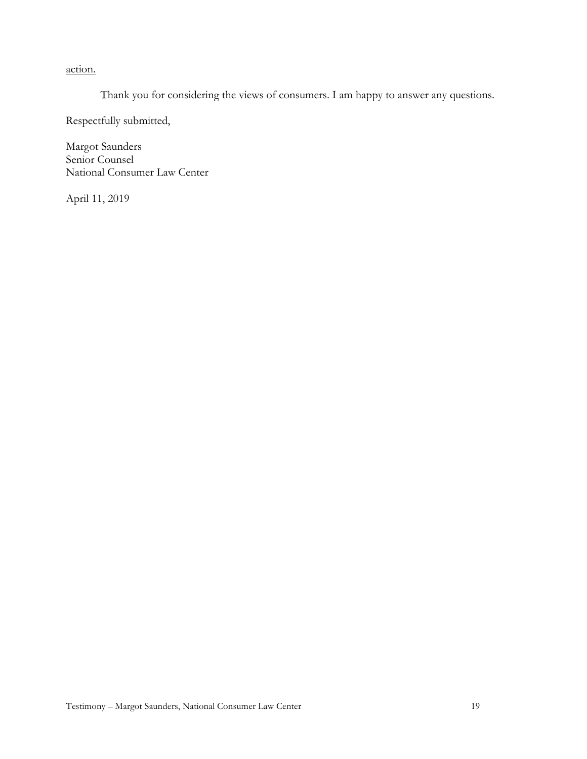action.

Thank you for considering the views of consumers. I am happy to answer any questions.

Respectfully submitted,

Margot Saunders
Senior Counsel
National Consumer Law Center

April 11, 2019